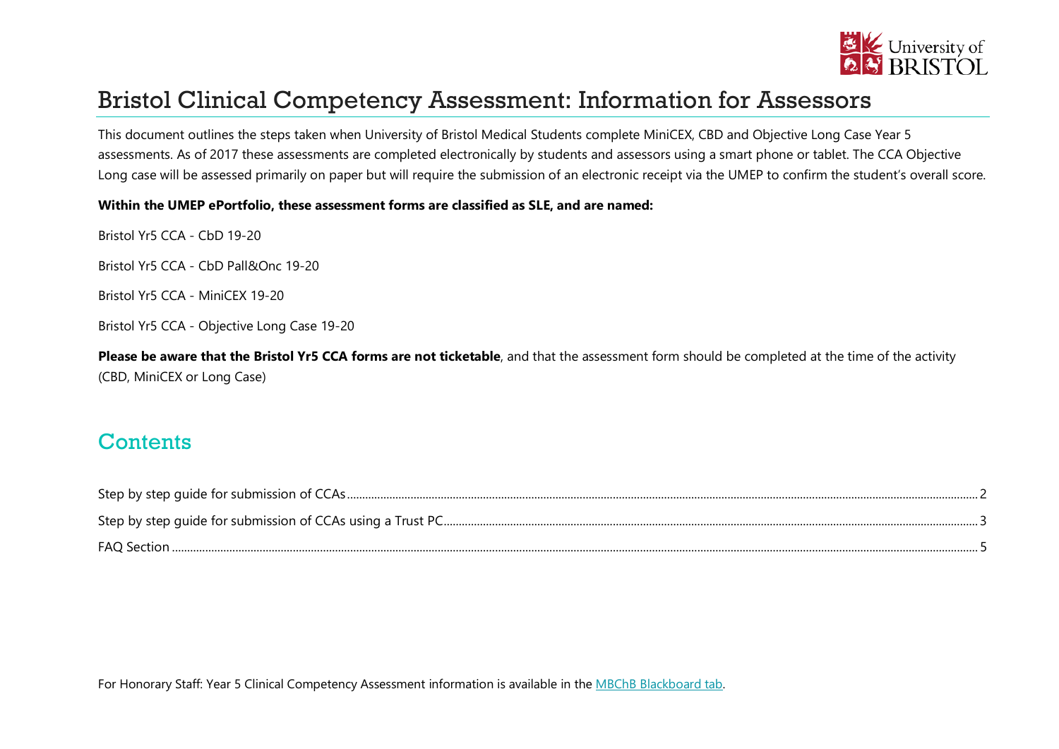# Bristol Clinical Competency Assessment: Information for Assessors

This document outlines the steps taken when University of Bristol Medical Students complete MiniCEX, CBD and Objective Long Case Year 5 assessments. As of 2017 these assessments are completed electronically by students and assessors using a smart phone or tablet. The CCA Objective Long case will be assessed primarily on paper but will require the submission of an electronic receipt via the UMEP to confirm the student's overall score.

**Within the UMEP ePortfolio, these assessment forms are classified as SLE, and are named:**

Bristol Yr5 CCA - CbD 19-20

Bristol Yr5 CCA - CbD Pall&Onc 19-20

Bristol Yr5 CCA - MiniCEX 19-20

Bristol Yr5 CCA - Objective Long Case 19-20

**Please be aware that the Bristol Yr5 CCA forms are not ticketable**, and that the assessment form should be completed at the time of the activity (CBD, MiniCEX or Long Case)

## Contents

Step by step guide for submission of CCAs ..... 2

Step by step guide for submission of CCAs using a Trust PC ..... 3

FAQ Section ..... 5

For Honorary Staff: Year 5 Clinical Competency Assessment information is available in the MBChB Blackboard tab.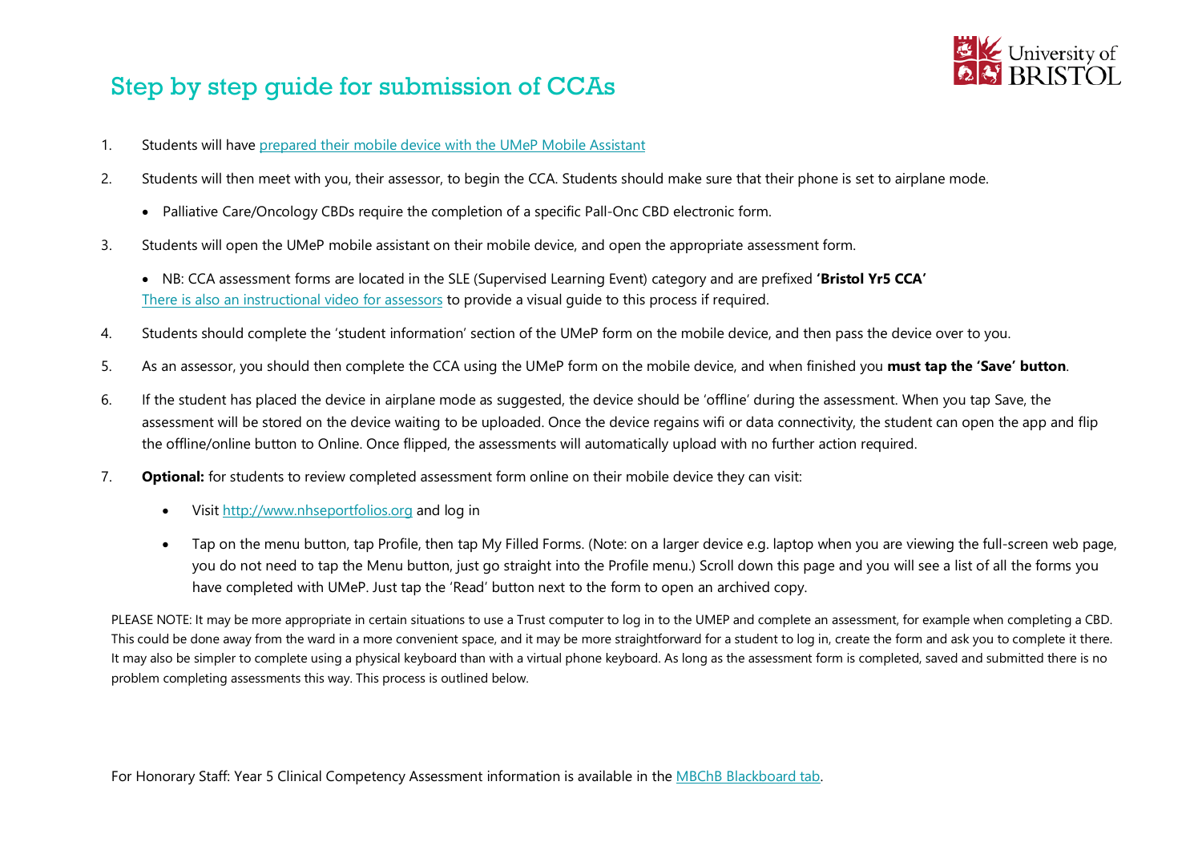# Step by step guide for submission of CCAs

1. Students will have prepared their mobile device with the UMeP Mobile Assistant
2. Students will then meet with you, their assessor, to begin the CCA. Students should make sure that their phone is set to airplane mode.
   - Palliative Care/Oncology CBDs require the completion of a specific Pall-Onc CBD electronic form.
3. Students will open the UMeP mobile assistant on their mobile device, and open the appropriate assessment form.
   - NB: CCA assessment forms are located in the SLE (Supervised Learning Event) category and are prefixed **'Bristol Yr5 CCA'**
   There is also an instructional video for assessors to provide a visual guide to this process if required.
4. Students should complete the 'student information' section of the UMeP form on the mobile device, and then pass the device over to you.
5. As an assessor, you should then complete the CCA using the UMeP form on the mobile device, and when finished you **must tap the 'Save' button**.
6. If the student has placed the device in airplane mode as suggested, the device should be 'offline' during the assessment. When you tap Save, the assessment will be stored on the device waiting to be uploaded. Once the device regains wifi or data connectivity, the student can open the app and flip the offline/online button to Online. Once flipped, the assessments will automatically upload with no further action required.
7. **Optional:** for students to review completed assessment form online on their mobile device they can visit:
   - Visit http://www.nhseportfolios.org and log in
   - Tap on the menu button, tap Profile, then tap My Filled Forms. (Note: on a larger device e.g. laptop when you are viewing the full-screen web page, you do not need to tap the Menu button, just go straight into the Profile menu.) Scroll down this page and you will see a list of all the forms you have completed with UMeP. Just tap the 'Read' button next to the form to open an archived copy.

PLEASE NOTE: It may be more appropriate in certain situations to use a Trust computer to log in to the UMEP and complete an assessment, for example when completing a CBD. This could be done away from the ward in a more convenient space, and it may be more straightforward for a student to log in, create the form and ask you to complete it there. It may also be simpler to complete using a physical keyboard than with a virtual phone keyboard. As long as the assessment form is completed, saved and submitted there is no problem completing assessments this way. This process is outlined below.

For Honorary Staff: Year 5 Clinical Competency Assessment information is available in the MBChB Blackboard tab.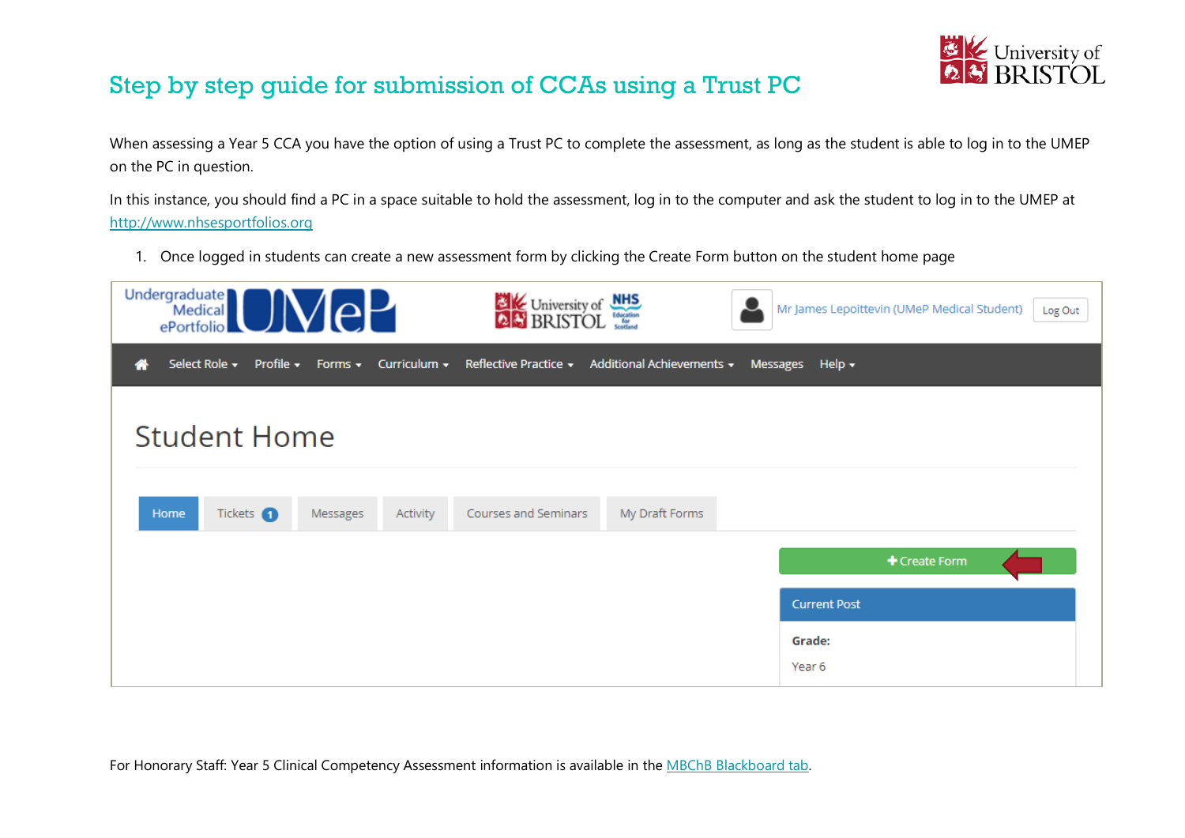# Step by step guide for submission of CCAs using a Trust PC

When assessing a Year 5 CCA you have the option of using a Trust PC to complete the assessment, as long as the student is able to log in to the UMEP on the PC in question.

In this instance, you should find a PC in a space suitable to hold the assessment, log in to the computer and ask the student to log in to the UMEP at http://www.nhsesportfolios.org

1. Once logged in students can create a new assessment form by clicking the Create Form button on the student home page

For Honorary Staff: Year 5 Clinical Competency Assessment information is available in the MBChB Blackboard tab.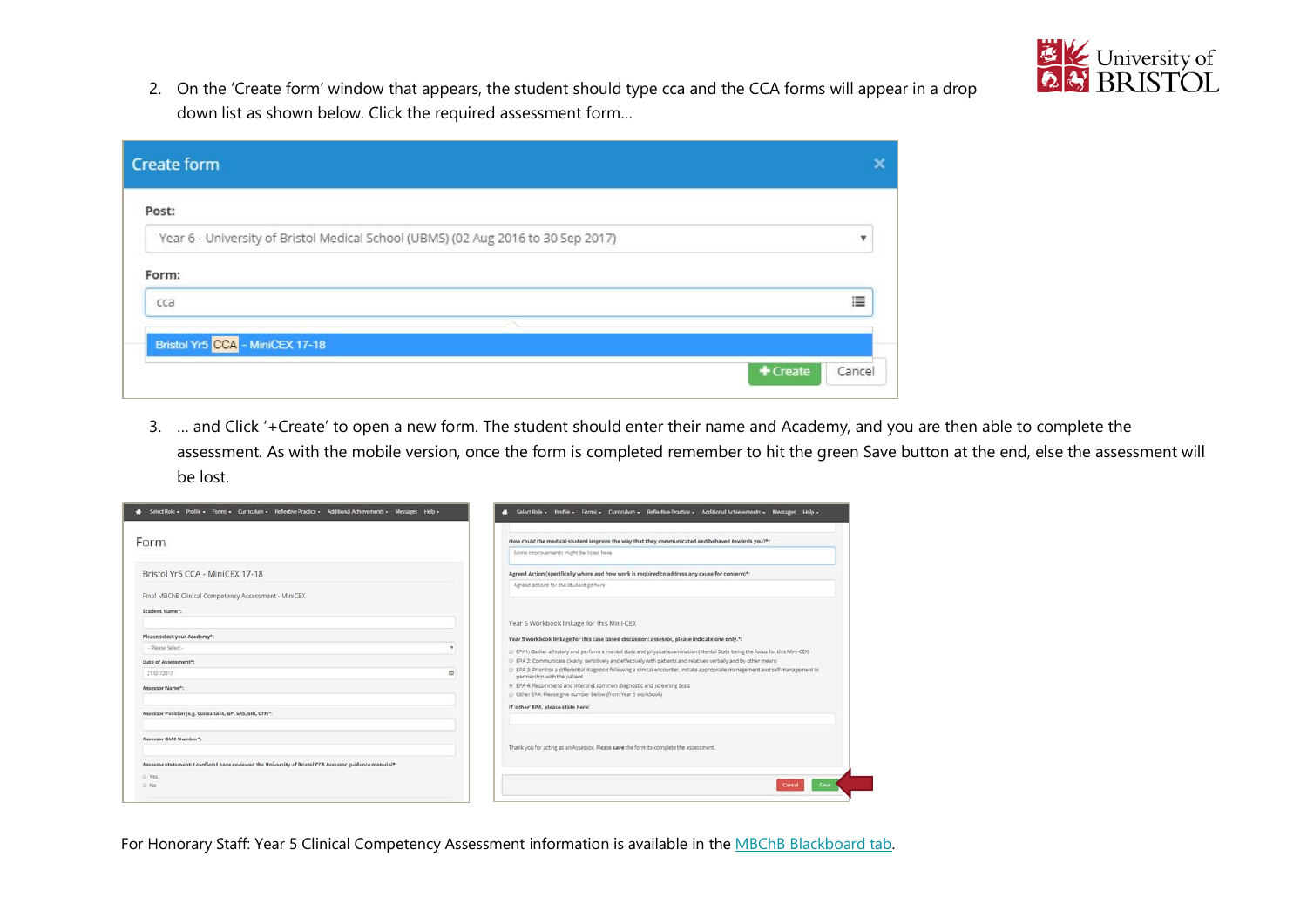2. On the 'Create form' window that appears, the student should type cca and the CCA forms will appear in a drop down list as shown below. Click the required assessment form…

3. … and Click '+Create' to open a new form. The student should enter their name and Academy, and you are then able to complete the assessment. As with the mobile version, once the form is completed remember to hit the green Save button at the end, else the assessment will be lost.

For Honorary Staff: Year 5 Clinical Competency Assessment information is available in the MBChB Blackboard tab.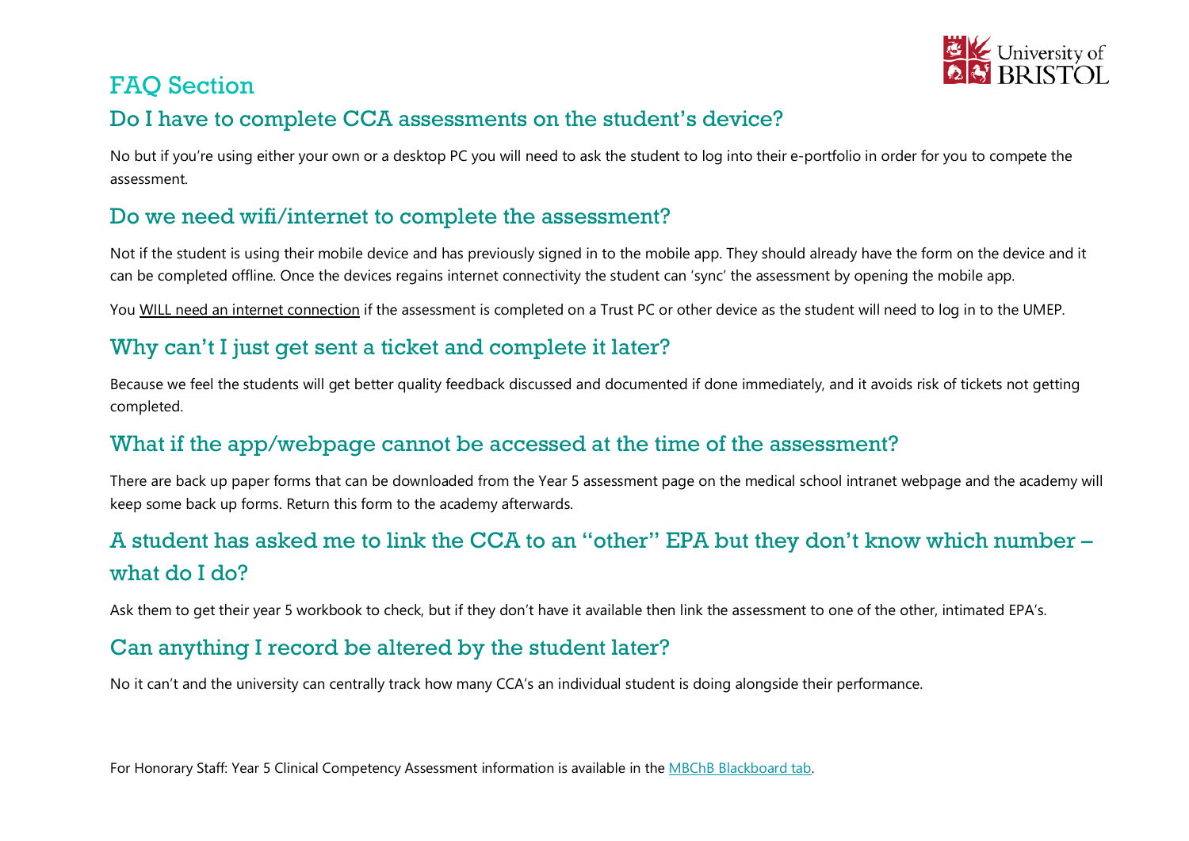# FAQ Section

## Do I have to complete CCA assessments on the student's device?

No but if you're using either your own or a desktop PC you will need to ask the student to log into their e-portfolio in order for you to compete the assessment.

## Do we need wifi/internet to complete the assessment?

Not if the student is using their mobile device and has previously signed in to the mobile app. They should already have the form on the device and it can be completed offline. Once the devices regains internet connectivity the student can 'sync' the assessment by opening the mobile app.

You WILL need an internet connection if the assessment is completed on a Trust PC or other device as the student will need to log in to the UMEP.

## Why can't I just get sent a ticket and complete it later?

Because we feel the students will get better quality feedback discussed and documented if done immediately, and it avoids risk of tickets not getting completed.

## What if the app/webpage cannot be accessed at the time of the assessment?

There are back up paper forms that can be downloaded from the Year 5 assessment page on the medical school intranet webpage and the academy will keep some back up forms. Return this form to the academy afterwards.

## A student has asked me to link the CCA to an "other" EPA but they don't know which number – what do I do?

Ask them to get their year 5 workbook to check, but if they don't have it available then link the assessment to one of the other, intimated EPA's.

## Can anything I record be altered by the student later?

No it can't and the university can centrally track how many CCA's an individual student is doing alongside their performance.

For Honorary Staff: Year 5 Clinical Competency Assessment information is available in the MBChB Blackboard tab.